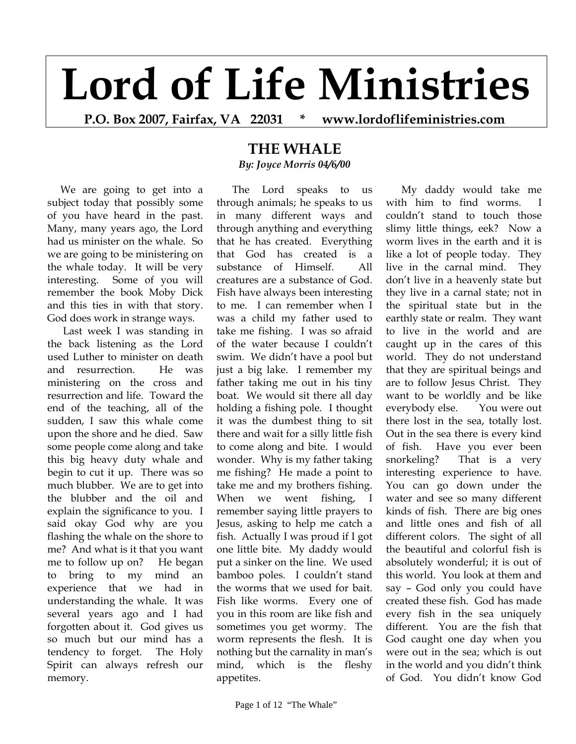# Lord of Life Ministries

**P.O. Box 2007, Fairfax, VA 22031 * www.lordoflifeministries.com**

## THE WHALE

***By: Joyce Morris 04/6/00***

We are going to get into a subject today that possibly some of you have heard in the past. Many, many years ago, the Lord had us minister on the whale. So we are going to be ministering on the whale today. It will be very interesting. Some of you will remember the book Moby Dick and this ties in with that story. God does work in strange ways.

Last week I was standing in the back listening as the Lord used Luther to minister on death and resurrection. He was ministering on the cross and resurrection and life. Toward the end of the teaching, all of the sudden, I saw this whale come upon the shore and he died. Saw some people come along and take this big heavy duty whale and begin to cut it up. There was so much blubber. We are to get into the blubber and the oil and explain the significance to you. I said okay God why are you flashing the whale on the shore to me? And what is it that you want me to follow up on? He began to bring to my mind an experience that we had in understanding the whale. It was several years ago and I had forgotten about it. God gives us so much but our mind has a tendency to forget. The Holy Spirit can always refresh our memory.

The Lord speaks to us through animals; he speaks to us in many different ways and through anything and everything that he has created. Everything that God has created is a substance of Himself. All creatures are a substance of God. Fish have always been interesting to me. I can remember when I was a child my father used to take me fishing. I was so afraid of the water because I couldn't swim. We didn't have a pool but just a big lake. I remember my father taking me out in his tiny boat. We would sit there all day holding a fishing pole. I thought it was the dumbest thing to sit there and wait for a silly little fish to come along and bite. I would wonder. Why is my father taking me fishing? He made a point to take me and my brothers fishing. When we went fishing, I remember saying little prayers to Jesus, asking to help me catch a fish. Actually I was proud if I got one little bite. My daddy would put a sinker on the line. We used bamboo poles. I couldn't stand the worms that we used for bait. Fish like worms. Every one of you in this room are like fish and sometimes you get wormy. The worm represents the flesh. It is nothing but the carnality in man's mind, which is the fleshy appetites.

My daddy would take me with him to find worms. I couldn't stand to touch those slimy little things, eek? Now a worm lives in the earth and it is like a lot of people today. They live in the carnal mind. They don't live in a heavenly state but they live in a carnal state; not in the spiritual state but in the earthly state or realm. They want to live in the world and are caught up in the cares of this world. They do not understand that they are spiritual beings and are to follow Jesus Christ. They want to be worldly and be like everybody else. You were out there lost in the sea, totally lost. Out in the sea there is every kind of fish. Have you ever been snorkeling? That is a very interesting experience to have. You can go down under the water and see so many different kinds of fish. There are big ones and little ones and fish of all different colors. The sight of all the beautiful and colorful fish is absolutely wonderful; it is out of this world. You look at them and say – God only you could have created these fish. God has made every fish in the sea uniquely different. You are the fish that God caught one day when you were out in the sea; which is out in the world and you didn't think of God. You didn't know God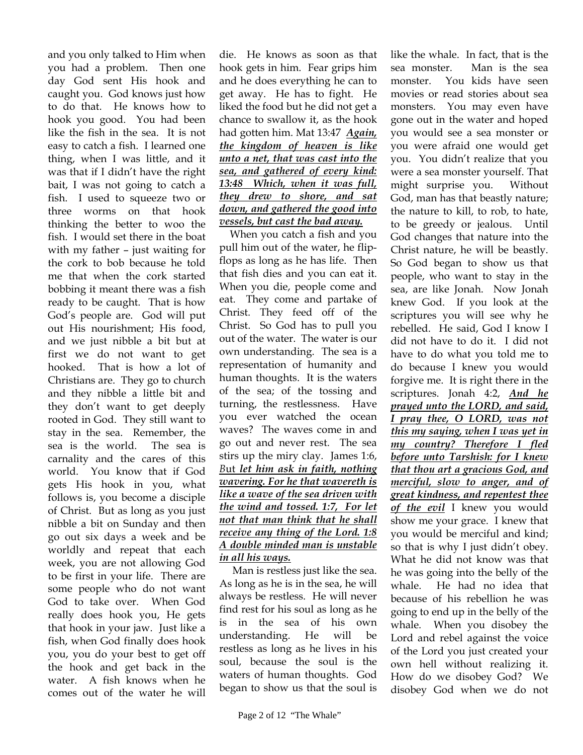and you only talked to Him when you had a problem. Then one day God sent His hook and caught you. God knows just how to do that. He knows how to hook you good. You had been like the fish in the sea. It is not easy to catch a fish. I learned one thing, when I was little, and it was that if I didn't have the right bait, I was not going to catch a fish. I used to squeeze two or three worms on that hook thinking the better to woo the fish. I would set there in the boat with my father – just waiting for the cork to bob because he told me that when the cork started bobbing it meant there was a fish ready to be caught. That is how God's people are. God will put out His nourishment; His food, and we just nibble a bit but at first we do not want to get hooked. That is how a lot of Christians are. They go to church and they nibble a little bit and they don't want to get deeply rooted in God. They still want to stay in the sea. Remember, the sea is the world. The sea is carnality and the cares of this world. You know that if God gets His hook in you, what follows is, you become a disciple of Christ. But as long as you just nibble a bit on Sunday and then go out six days a week and be worldly and repeat that each week, you are not allowing God to be first in your life. There are some people who do not want God to take over. When God really does hook you, He gets that hook in your jaw. Just like a fish, when God finally does hook you, you do your best to get off the hook and get back in the water. A fish knows when he comes out of the water he will die. He knows as soon as that hook gets in him. Fear grips him and he does everything he can to get away. He has to fight. He liked the food but he did not get a chance to swallow it, as the hook had gotten him. Mat 13:47 ***Again, the kingdom of heaven is like unto a net, that was cast into the sea, and gathered of every kind: 13:48 Which, when it was full, they drew to shore, and sat down, and gathered the good into vessels, but cast the bad away.***

When you catch a fish and you pull him out of the water, he flip-flops as long as he has life. Then that fish dies and you can eat it. When you die, people come and eat. They come and partake of Christ. They feed off of the Christ. So God has to pull you out of the water. The water is our own understanding. The sea is a representation of humanity and human thoughts. It is the waters of the sea; of the tossing and turning, the restlessness. Have you ever watched the ocean waves? The waves come in and go out and never rest. The sea stirs up the miry clay. James 1:6, *But* ***let him ask in faith, nothing wavering. For he that wavereth is like a wave of the sea driven with the wind and tossed. 1:7, For let not that man think that he shall receive any thing of the Lord. 1:8 A double minded man is unstable in all his ways.***

Man is restless just like the sea. As long as he is in the sea, he will always be restless. He will never find rest for his soul as long as he is in the sea of his own understanding. He will be restless as long as he lives in his soul, because the soul is the waters of human thoughts. God began to show us that the soul is like the whale. In fact, that is the sea monster. Man is the sea monster. You kids have seen movies or read stories about sea monsters. You may even have gone out in the water and hoped you would see a sea monster or you were afraid one would get you. You didn't realize that you were a sea monster yourself. That might surprise you. Without God, man has that beastly nature; the nature to kill, to rob, to hate, to be greedy or jealous. Until God changes that nature into the Christ nature, he will be beastly. So God began to show us that people, who want to stay in the sea, are like Jonah. Now Jonah knew God. If you look at the scriptures you will see why he rebelled. He said, God I know I did not have to do it. I did not have to do what you told me to do because I knew you would forgive me. It is right there in the scriptures. Jonah 4:2, ***And he prayed unto the LORD, and said, I pray thee, O LORD, was not this my saying, when I was yet in my country? Therefore I fled before unto Tarshish: for I knew that thou art a gracious God, and merciful, slow to anger, and of great kindness, and repentest thee of the evil*** I knew you would show me your grace. I knew that you would be merciful and kind; so that is why I just didn't obey. What he did not know was that he was going into the belly of the whale. He had no idea that because of his rebellion he was going to end up in the belly of the whale. When you disobey the Lord and rebel against the voice of the Lord you just created your own hell without realizing it. How do we disobey God? We disobey God when we do not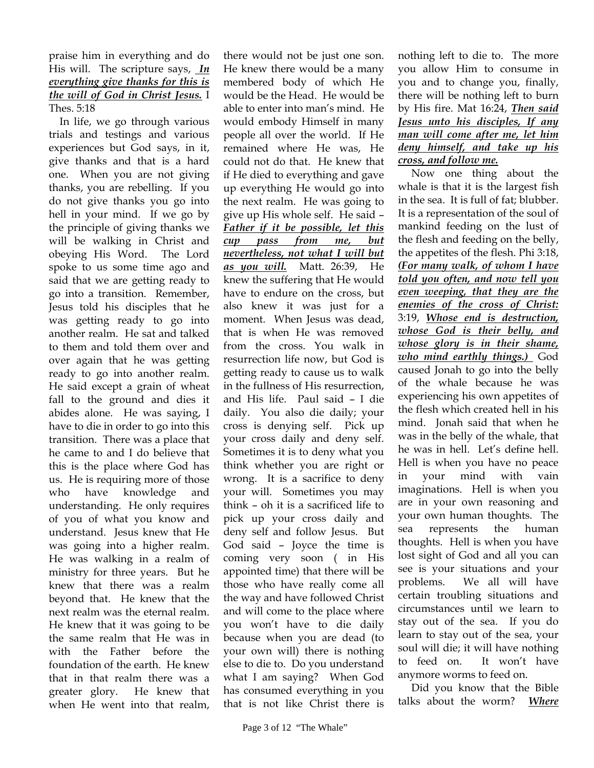praise him in everything and do His will. The scripture says, ***In everything give thanks for this is the will of God in Christ Jesus.*** I Thes. 5:18

In life, we go through various trials and testings and various experiences but God says, in it, give thanks and that is a hard one. When you are not giving thanks, you are rebelling. If you do not give thanks you go into hell in your mind. If we go by the principle of giving thanks we will be walking in Christ and obeying His Word. The Lord spoke to us some time ago and said that we are getting ready to go into a transition. Remember, Jesus told his disciples that he was getting ready to go into another realm. He sat and talked to them and told them over and over again that he was getting ready to go into another realm. He said except a grain of wheat fall to the ground and dies it abides alone. He was saying, I have to die in order to go into this transition. There was a place that he came to and I do believe that this is the place where God has us. He is requiring more of those who have knowledge and understanding. He only requires of you of what you know and understand. Jesus knew that He was going into a higher realm. He was walking in a realm of ministry for three years. But he knew that there was a realm beyond that. He knew that the next realm was the eternal realm. He knew that it was going to be the same realm that He was in with the Father before the foundation of the earth. He knew that in that realm there was a greater glory. He knew that when He went into that realm, there would not be just one son. He knew there would be a many membered body of which He would be the Head. He would be able to enter into man's mind. He would embody Himself in many people all over the world. If He remained where He was, He could not do that. He knew that if He died to everything and gave up everything He would go into the next realm. He was going to give up His whole self. He said – ***Father if it be possible, let this cup pass from me, but nevertheless, not what I will but as you will.*** Matt. 26:39, He knew the suffering that He would have to endure on the cross, but also knew it was just for a moment. When Jesus was dead, that is when He was removed from the cross. You walk in resurrection life now, but God is getting ready to cause us to walk in the fullness of His resurrection, and His life. Paul said – I die daily. You also die daily; your cross is denying self. Pick up your cross daily and deny self. Sometimes it is to deny what you think whether you are right or wrong. It is a sacrifice to deny your will. Sometimes you may think – oh it is a sacrificed life to pick up your cross daily and deny self and follow Jesus. But God said – Joyce the time is coming very soon ( in His appointed time) that there will be those who have really come all the way and have followed Christ and will come to the place where you won't have to die daily because when you are dead (to your own will) there is nothing else to die to. Do you understand what I am saying? When God has consumed everything in you that is not like Christ there is nothing left to die to. The more you allow Him to consume in you and to change you, finally, there will be nothing left to burn by His fire. Mat 16:24, ***Then said Jesus unto his disciples, If any man will come after me, let him deny himself, and take up his cross, and follow me.***

Now one thing about the whale is that it is the largest fish in the sea. It is full of fat; blubber. It is a representation of the soul of mankind feeding on the lust of the flesh and feeding on the belly, the appetites of the flesh. Phi 3:18, ***(For many walk, of whom I have told you often, and now tell you even weeping, that they are the enemies of the cross of Christ:*** 3:19, ***Whose end is destruction, whose God is their belly, and whose glory is in their shame, who mind earthly things.)*** God caused Jonah to go into the belly of the whale because he was experiencing his own appetites of the flesh which created hell in his mind. Jonah said that when he was in the belly of the whale, that he was in hell. Let's define hell. Hell is when you have no peace in your mind with vain imaginations. Hell is when you are in your own reasoning and your own human thoughts. The sea represents the human thoughts. Hell is when you have lost sight of God and all you can see is your situations and your problems. We all will have certain troubling situations and circumstances until we learn to stay out of the sea. If you do learn to stay out of the sea, your soul will die; it will have nothing to feed on. It won't have anymore worms to feed on.

Did you know that the Bible talks about the worm? ***Where***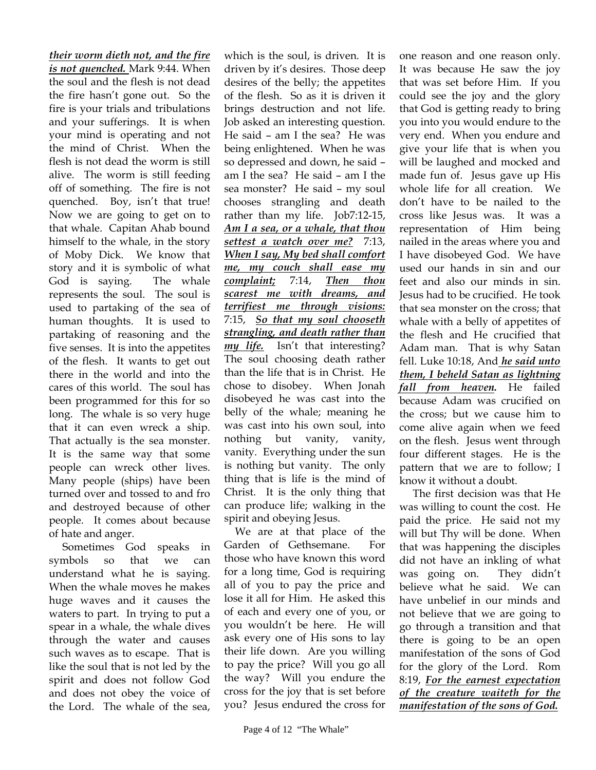***their worm dieth not, and the fire is not quenched.*** Mark 9:44. When the soul and the flesh is not dead the fire hasn't gone out. So the fire is your trials and tribulations and your sufferings. It is when your mind is operating and not the mind of Christ. When the flesh is not dead the worm is still alive. The worm is still feeding off of something. The fire is not quenched. Boy, isn't that true! Now we are going to get on to that whale. Capitan Ahab bound himself to the whale, in the story of Moby Dick. We know that story and it is symbolic of what God is saying. The whale represents the soul. The soul is used to partaking of the sea of human thoughts. It is used to partaking of reasoning and the five senses. It is into the appetites of the flesh. It wants to get out there in the world and into the cares of this world. The soul has been programmed for this for so long. The whale is so very huge that it can even wreck a ship. That actually is the sea monster. It is the same way that some people can wreck other lives. Many people (ships) have been turned over and tossed to and fro and destroyed because of other people. It comes about because of hate and anger.

Sometimes God speaks in symbols so that we can understand what he is saying. When the whale moves he makes huge waves and it causes the waters to part. In trying to put a spear in a whale, the whale dives through the water and causes such waves as to escape. That is like the soul that is not led by the spirit and does not follow God and does not obey the voice of the Lord. The whale of the sea, which is the soul, is driven. It is driven by it's desires. Those deep desires of the belly; the appetites of the flesh. So as it is driven it brings destruction and not life. Job asked an interesting question. He said – am I the sea? He was being enlightened. When he was so depressed and down, he said – am I the sea? He said – am I the sea monster? He said – my soul chooses strangling and death rather than my life. Job7:12-15, ***Am I a sea, or a whale, that thou settest a watch over me?*** 7:13, ***When I say, My bed shall comfort me, my couch shall ease my complaint;*** 7:14, ***Then thou scarest me with dreams, and terrifiest me through visions:*** 7:15, ***So that my soul chooseth strangling, and death rather than my life.*** Isn't that interesting? The soul choosing death rather than the life that is in Christ. He chose to disobey. When Jonah disobeyed he was cast into the belly of the whale; meaning he was cast into his own soul, into nothing but vanity, vanity, vanity. Everything under the sun is nothing but vanity. The only thing that is life is the mind of Christ. It is the only thing that can produce life; walking in the spirit and obeying Jesus.

We are at that place of the Garden of Gethsemane. For those who have known this word for a long time, God is requiring all of you to pay the price and lose it all for Him. He asked this of each and every one of you, or you wouldn't be here. He will ask every one of His sons to lay their life down. Are you willing to pay the price? Will you go all the way? Will you endure the cross for the joy that is set before you? Jesus endured the cross for one reason and one reason only. It was because He saw the joy that was set before Him. If you could see the joy and the glory that God is getting ready to bring you into you would endure to the very end. When you endure and give your life that is when you will be laughed and mocked and made fun of. Jesus gave up His whole life for all creation. We don't have to be nailed to the cross like Jesus was. It was a representation of Him being nailed in the areas where you and I have disobeyed God. We have used our hands in sin and our feet and also our minds in sin. Jesus had to be crucified. He took that sea monster on the cross; that whale with a belly of appetites of the flesh and He crucified that Adam man. That is why Satan fell. Luke 10:18, And ***he said unto them, I beheld Satan as lightning fall from heaven.*** He failed because Adam was crucified on the cross; but we cause him to come alive again when we feed on the flesh. Jesus went through four different stages. He is the pattern that we are to follow; I know it without a doubt.

The first decision was that He was willing to count the cost. He paid the price. He said not my will but Thy will be done. When that was happening the disciples did not have an inkling of what was going on. They didn't believe what he said. We can have unbelief in our minds and not believe that we are going to go through a transition and that there is going to be an open manifestation of the sons of God for the glory of the Lord. Rom 8:19, ***For the earnest expectation of the creature waiteth for the manifestation of the sons of God.***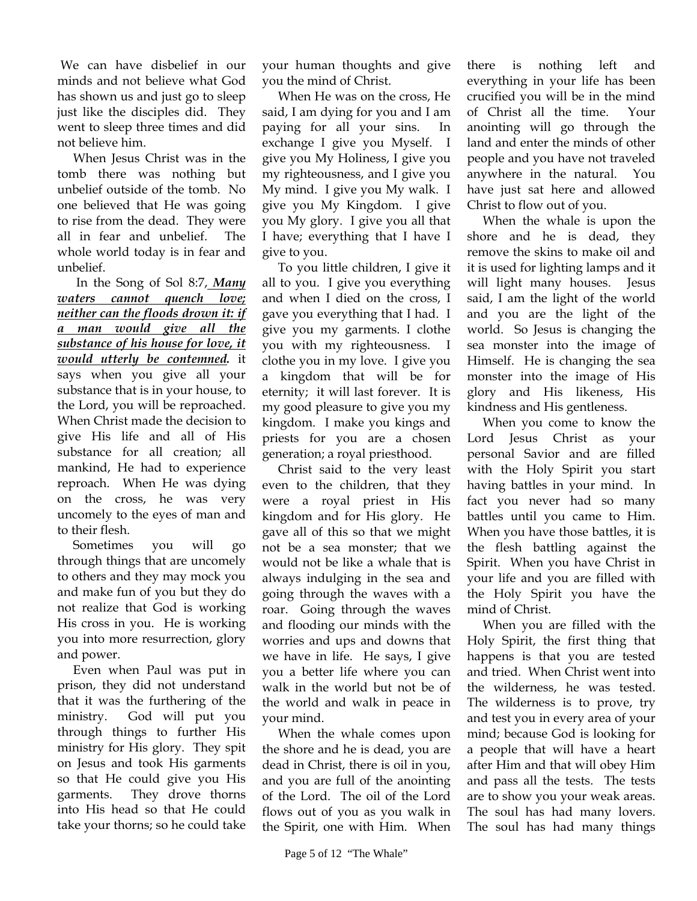We can have disbelief in our minds and not believe what God has shown us and just go to sleep just like the disciples did. They went to sleep three times and did not believe him.

When Jesus Christ was in the tomb there was nothing but unbelief outside of the tomb. No one believed that He was going to rise from the dead. They were all in fear and unbelief. The whole world today is in fear and unbelief.

In the Song of Sol 8:7, ***<u>Many waters cannot quench love; neither can the floods drown it: if a man would give all the substance of his house for love, it would utterly be contemned</u>.*** it says when you give all your substance that is in your house, to the Lord, you will be reproached. When Christ made the decision to give His life and all of His substance for all creation; all mankind, He had to experience reproach. When He was dying on the cross, he was very uncomely to the eyes of man and to their flesh.

Sometimes you will go through things that are uncomely to others and they may mock you and make fun of you but they do not realize that God is working His cross in you. He is working you into more resurrection, glory and power.

Even when Paul was put in prison, they did not understand that it was the furthering of the ministry. God will put you through things to further His ministry for His glory. They spit on Jesus and took His garments so that He could give you His garments. They drove thorns into His head so that He could take your thorns; so he could take your human thoughts and give you the mind of Christ.

When He was on the cross, He said, I am dying for you and I am paying for all your sins. In exchange I give you Myself. I give you My Holiness, I give you my righteousness, and I give you My mind. I give you My walk. I give you My Kingdom. I give you My glory. I give you all that I have; everything that I have I give to you.

To you little children, I give it all to you. I give you everything and when I died on the cross, I gave you everything that I had. I give you my garments. I clothe you with my righteousness. I clothe you in my love. I give you a kingdom that will be for eternity; it will last forever. It is my good pleasure to give you my kingdom. I make you kings and priests for you are a chosen generation; a royal priesthood.

Christ said to the very least even to the children, that they were a royal priest in His kingdom and for His glory. He gave all of this so that we might not be a sea monster; that we would not be like a whale that is always indulging in the sea and going through the waves with a roar. Going through the waves and flooding our minds with the worries and ups and downs that we have in life. He says, I give you a better life where you can walk in the world but not be of the world and walk in peace in your mind.

When the whale comes upon the shore and he is dead, you are dead in Christ, there is oil in you, and you are full of the anointing of the Lord. The oil of the Lord flows out of you as you walk in the Spirit, one with Him. When there is nothing left and everything in your life has been crucified you will be in the mind of Christ all the time. Your anointing will go through the land and enter the minds of other people and you have not traveled anywhere in the natural. You have just sat here and allowed Christ to flow out of you.

When the whale is upon the shore and he is dead, they remove the skins to make oil and it is used for lighting lamps and it will light many houses. Jesus said, I am the light of the world and you are the light of the world. So Jesus is changing the sea monster into the image of Himself. He is changing the sea monster into the image of His glory and His likeness, His kindness and His gentleness.

When you come to know the Lord Jesus Christ as your personal Savior and are filled with the Holy Spirit you start having battles in your mind. In fact you never had so many battles until you came to Him. When you have those battles, it is the flesh battling against the Spirit. When you have Christ in your life and you are filled with the Holy Spirit you have the mind of Christ.

When you are filled with the Holy Spirit, the first thing that happens is that you are tested and tried. When Christ went into the wilderness, he was tested. The wilderness is to prove, try and test you in every area of your mind; because God is looking for a people that will have a heart after Him and that will obey Him and pass all the tests. The tests are to show you your weak areas. The soul has had many lovers. The soul has had many things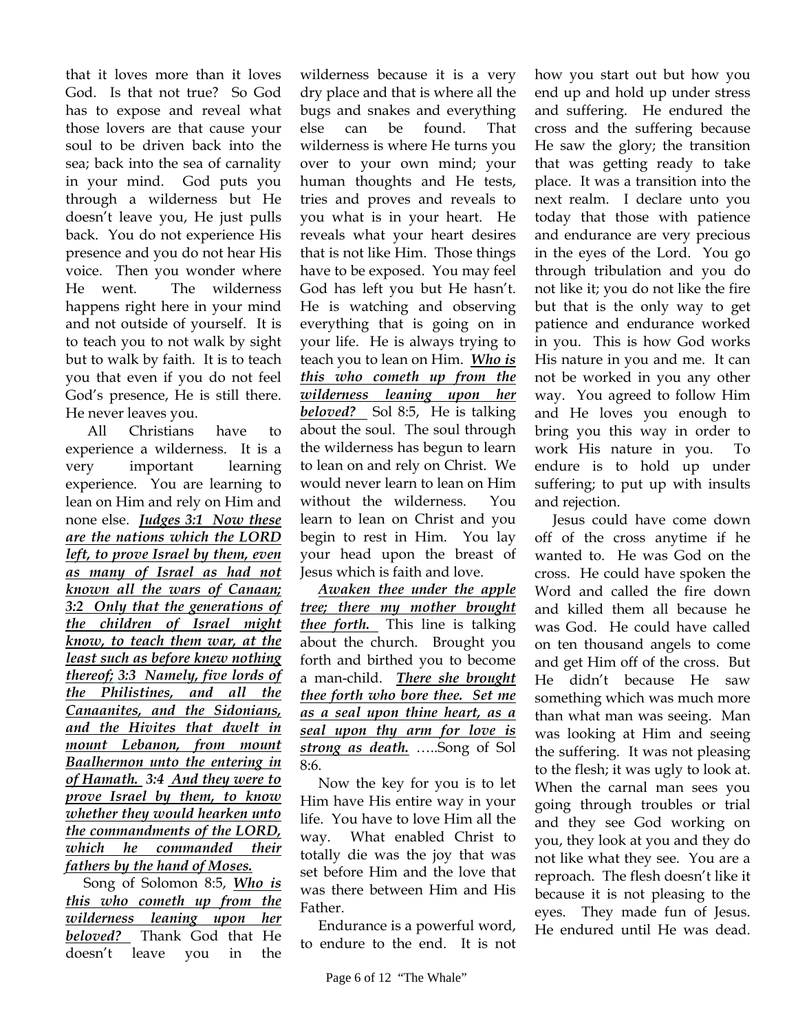that it loves more than it loves God. Is that not true? So God has to expose and reveal what those lovers are that cause your soul to be driven back into the sea; back into the sea of carnality in your mind. God puts you through a wilderness but He doesn't leave you, He just pulls back. You do not experience His presence and you do not hear His voice. Then you wonder where He went. The wilderness happens right here in your mind and not outside of yourself. It is to teach you to not walk by sight but to walk by faith. It is to teach you that even if you do not feel God's presence, He is still there. He never leaves you.

All Christians have to experience a wilderness. It is a very important learning experience. You are learning to lean on Him and rely on Him and none else. ***Judges 3:1 Now these are the nations which the LORD left, to prove Israel by them, even as many of Israel as had not known all the wars of Canaan; 3:2 Only that the generations of the children of Israel might know, to teach them war, at the least such as before knew nothing thereof; 3:3 Namely, five lords of the Philistines, and all the Canaanites, and the Sidonians, and the Hivites that dwelt in mount Lebanon, from mount Baalhermon unto the entering in of Hamath. 3:4 And they were to prove Israel by them, to know whether they would hearken unto the commandments of the LORD, which he commanded their fathers by the hand of Moses.***

Song of Solomon 8:5, ***Who is this who cometh up from the wilderness leaning upon her beloved?*** Thank God that He doesn't leave you in the wilderness because it is a very dry place and that is where all the bugs and snakes and everything else can be found. That wilderness is where He turns you over to your own mind; your human thoughts and He tests, tries and proves and reveals to you what is in your heart. He reveals what your heart desires that is not like Him. Those things have to be exposed. You may feel God has left you but He hasn't. He is watching and observing everything that is going on in your life. He is always trying to teach you to lean on Him. ***Who is this who cometh up from the wilderness leaning upon her beloved?*** Sol 8:5, He is talking about the soul. The soul through the wilderness has begun to learn to lean on and rely on Christ. We would never learn to lean on Him without the wilderness. You learn to lean on Christ and you begin to rest in Him. You lay your head upon the breast of Jesus which is faith and love.

***Awaken thee under the apple tree; there my mother brought thee forth.*** This line is talking about the church. Brought you forth and birthed you to become a man-child. ***There she brought thee forth who bore thee. Set me as a seal upon thine heart, as a seal upon thy arm for love is strong as death.*** …..Song of Sol 8:6.

Now the key for you is to let Him have His entire way in your life. You have to love Him all the way. What enabled Christ to totally die was the joy that was set before Him and the love that was there between Him and His Father.

Endurance is a powerful word, to endure to the end. It is not how you start out but how you end up and hold up under stress and suffering. He endured the cross and the suffering because He saw the glory; the transition that was getting ready to take place. It was a transition into the next realm. I declare unto you today that those with patience and endurance are very precious in the eyes of the Lord. You go through tribulation and you do not like it; you do not like the fire but that is the only way to get patience and endurance worked in you. This is how God works His nature in you and me. It can not be worked in you any other way. You agreed to follow Him and He loves you enough to bring you this way in order to work His nature in you. To endure is to hold up under suffering; to put up with insults and rejection.

Jesus could have come down off of the cross anytime if he wanted to. He was God on the cross. He could have spoken the Word and called the fire down and killed them all because he was God. He could have called on ten thousand angels to come and get Him off of the cross. But He didn't because He saw something which was much more than what man was seeing. Man was looking at Him and seeing the suffering. It was not pleasing to the flesh; it was ugly to look at. When the carnal man sees you going through troubles or trial and they see God working on you, they look at you and they do not like what they see. You are a reproach. The flesh doesn't like it because it is not pleasing to the eyes. They made fun of Jesus. He endured until He was dead.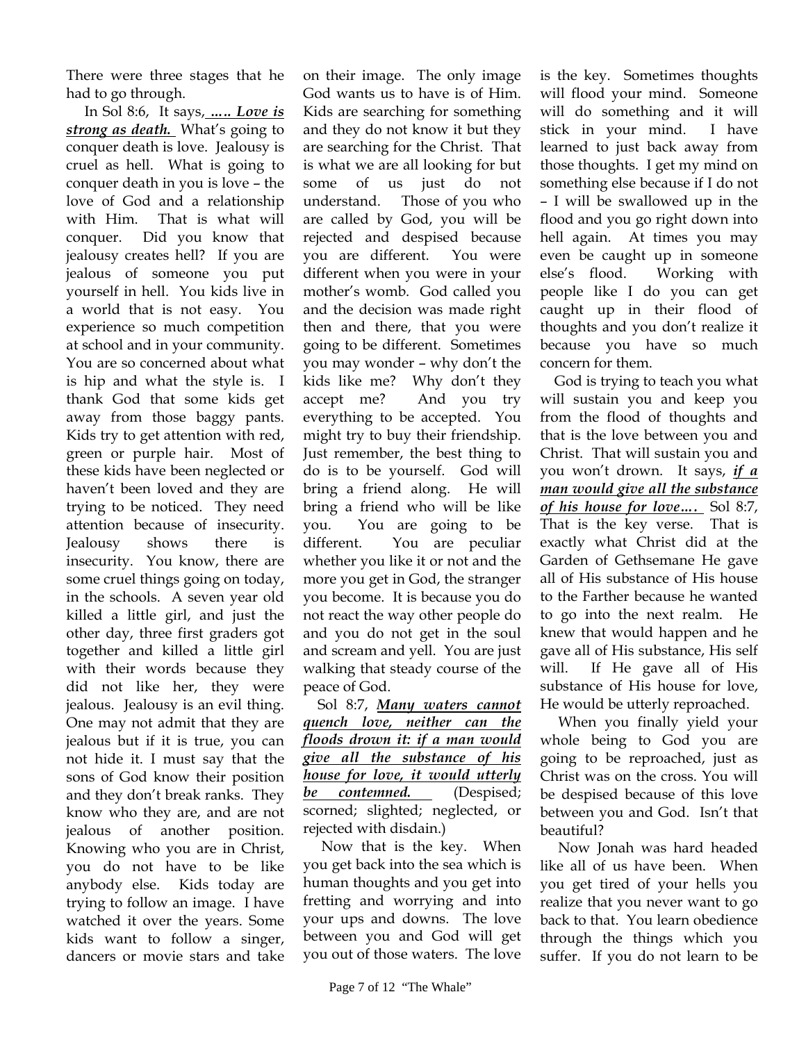There were three stages that he had to go through.

In Sol 8:6, It says, ***….. Love is strong as death.*** What's going to conquer death is love. Jealousy is cruel as hell. What is going to conquer death in you is love – the love of God and a relationship with Him. That is what will conquer. Did you know that jealousy creates hell? If you are jealous of someone you put yourself in hell. You kids live in a world that is not easy. You experience so much competition at school and in your community. You are so concerned about what is hip and what the style is. I thank God that some kids get away from those baggy pants. Kids try to get attention with red, green or purple hair. Most of these kids have been neglected or haven't been loved and they are trying to be noticed. They need attention because of insecurity. Jealousy shows there is insecurity. You know, there are some cruel things going on today, in the schools. A seven year old killed a little girl, and just the other day, three first graders got together and killed a little girl with their words because they did not like her, they were jealous. Jealousy is an evil thing. One may not admit that they are jealous but if it is true, you can not hide it. I must say that the sons of God know their position and they don't break ranks. They know who they are, and are not jealous of another position. Knowing who you are in Christ, you do not have to be like anybody else. Kids today are trying to follow an image. I have watched it over the years. Some kids want to follow a singer, dancers or movie stars and take on their image. The only image God wants us to have is of Him. Kids are searching for something and they do not know it but they are searching for the Christ. That is what we are all looking for but some of us just do not understand. Those of you who are called by God, you will be rejected and despised because you are different. You were different when you were in your mother's womb. God called you and the decision was made right then and there, that you were going to be different. Sometimes you may wonder – why don't the kids like me? Why don't they accept me? And you try everything to be accepted. You might try to buy their friendship. Just remember, the best thing to do is to be yourself. God will bring a friend along. He will bring a friend who will be like you. You are going to be different. You are peculiar whether you like it or not and the more you get in God, the stranger you become. It is because you do not react the way other people do and you do not get in the soul and scream and yell. You are just walking that steady course of the peace of God.

Sol 8:7, ***Many waters cannot quench love, neither can the floods drown it: if a man would give all the substance of his house for love, it would utterly be contemned.*** (Despised; scorned; slighted; neglected, or rejected with disdain.)

Now that is the key. When you get back into the sea which is human thoughts and you get into fretting and worrying and into your ups and downs. The love between you and God will get you out of those waters. The love is the key. Sometimes thoughts will flood your mind. Someone will do something and it will stick in your mind. I have learned to just back away from those thoughts. I get my mind on something else because if I do not – I will be swallowed up in the flood and you go right down into hell again. At times you may even be caught up in someone else's flood. Working with people like I do you can get caught up in their flood of thoughts and you don't realize it because you have so much concern for them.

God is trying to teach you what will sustain you and keep you from the flood of thoughts and that is the love between you and Christ. That will sustain you and you won't drown. It says, ***if a man would give all the substance of his house for love….*** Sol 8:7, That is the key verse. That is exactly what Christ did at the Garden of Gethsemane He gave all of His substance of His house to the Farther because he wanted to go into the next realm. He knew that would happen and he gave all of His substance, His self will. If He gave all of His substance of His house for love, He would be utterly reproached.

When you finally yield your whole being to God you are going to be reproached, just as Christ was on the cross. You will be despised because of this love between you and God. Isn't that beautiful?

Now Jonah was hard headed like all of us have been. When you get tired of your hells you realize that you never want to go back to that. You learn obedience through the things which you suffer. If you do not learn to be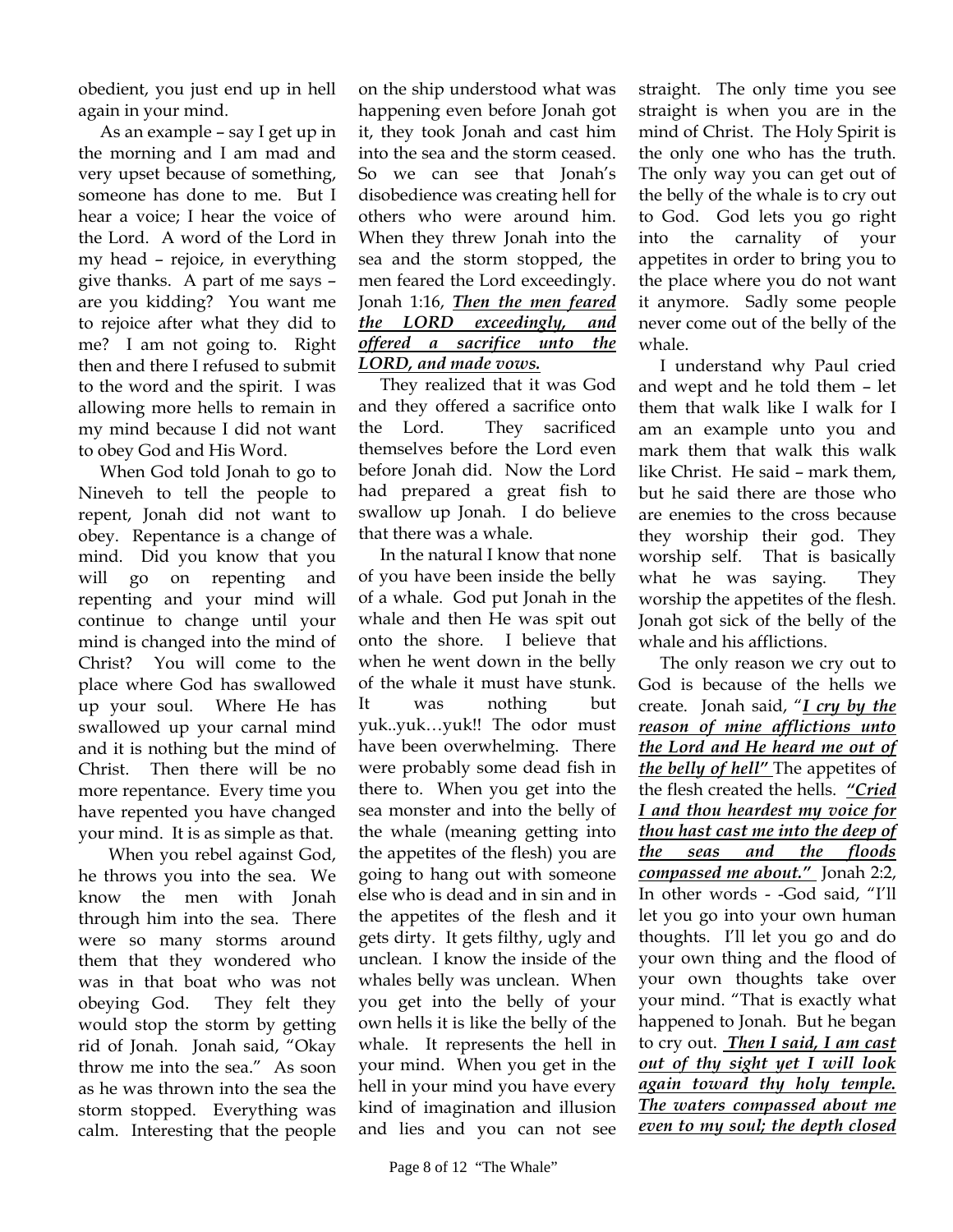obedient, you just end up in hell again in your mind.

As an example – say I get up in the morning and I am mad and very upset because of something, someone has done to me. But I hear a voice; I hear the voice of the Lord. A word of the Lord in my head – rejoice, in everything give thanks. A part of me says – are you kidding? You want me to rejoice after what they did to me? I am not going to. Right then and there I refused to submit to the word and the spirit. I was allowing more hells to remain in my mind because I did not want to obey God and His Word.

When God told Jonah to go to Nineveh to tell the people to repent, Jonah did not want to obey. Repentance is a change of mind. Did you know that you will go on repenting and repenting and your mind will continue to change until your mind is changed into the mind of Christ? You will come to the place where God has swallowed up your soul. Where He has swallowed up your carnal mind and it is nothing but the mind of Christ. Then there will be no more repentance. Every time you have repented you have changed your mind. It is as simple as that.

When you rebel against God, he throws you into the sea. We know the men with Jonah through him into the sea. There were so many storms around them that they wondered who was in that boat who was not obeying God. They felt they would stop the storm by getting rid of Jonah. Jonah said, "Okay throw me into the sea." As soon as he was thrown into the sea the storm stopped. Everything was calm. Interesting that the people on the ship understood what was happening even before Jonah got it, they took Jonah and cast him into the sea and the storm ceased. So we can see that Jonah's disobedience was creating hell for others who were around him. When they threw Jonah into the sea and the storm stopped, the men feared the Lord exceedingly. Jonah 1:16, ***<u>Then the men feared the LORD exceedingly, and offered a sacrifice unto the LORD, and made vows.</u>***

They realized that it was God and they offered a sacrifice onto the Lord. They sacrificed themselves before the Lord even before Jonah did. Now the Lord had prepared a great fish to swallow up Jonah. I do believe that there was a whale.

In the natural I know that none of you have been inside the belly of a whale. God put Jonah in the whale and then He was spit out onto the shore. I believe that when he went down in the belly of the whale it must have stunk. It was nothing but yuk..yuk…yuk!! The odor must have been overwhelming. There were probably some dead fish in there to. When you get into the sea monster and into the belly of the whale (meaning getting into the appetites of the flesh) you are going to hang out with someone else who is dead and in sin and in the appetites of the flesh and it gets dirty. It gets filthy, ugly and unclean. I know the inside of the whales belly was unclean. When you get into the belly of your own hells it is like the belly of the whale. It represents the hell in your mind. When you get in the hell in your mind you have every kind of imagination and illusion and lies and you can not see straight. The only time you see straight is when you are in the mind of Christ. The Holy Spirit is the only one who has the truth. The only way you can get out of the belly of the whale is to cry out to God. God lets you go right into the carnality of your appetites in order to bring you to the place where you do not want it anymore. Sadly some people never come out of the belly of the whale.

I understand why Paul cried and wept and he told them – let them that walk like I walk for I am an example unto you and mark them that walk this walk like Christ. He said – mark them, but he said there are those who are enemies to the cross because they worship their god. They worship self. That is basically what he was saying. They worship the appetites of the flesh. Jonah got sick of the belly of the whale and his afflictions.

The only reason we cry out to God is because of the hells we create. Jonah said, "***<u>I cry by the reason of mine afflictions unto the Lord and He heard me out of the belly of hell"</u>*** The appetites of the flesh created the hells. ***<u>"Cried I and thou heardest my voice for thou hast cast me into the deep of the seas and the floods compassed me about."</u>*** Jonah 2:2, In other words - -God said, "I'll let you go into your own human thoughts. I'll let you go and do your own thing and the flood of your own thoughts take over your mind. "That is exactly what happened to Jonah. But he began to cry out. ***<u>Then I said, I am cast out of thy sight yet I will look again toward thy holy temple. The waters compassed about me even to my soul; the depth closed</u>***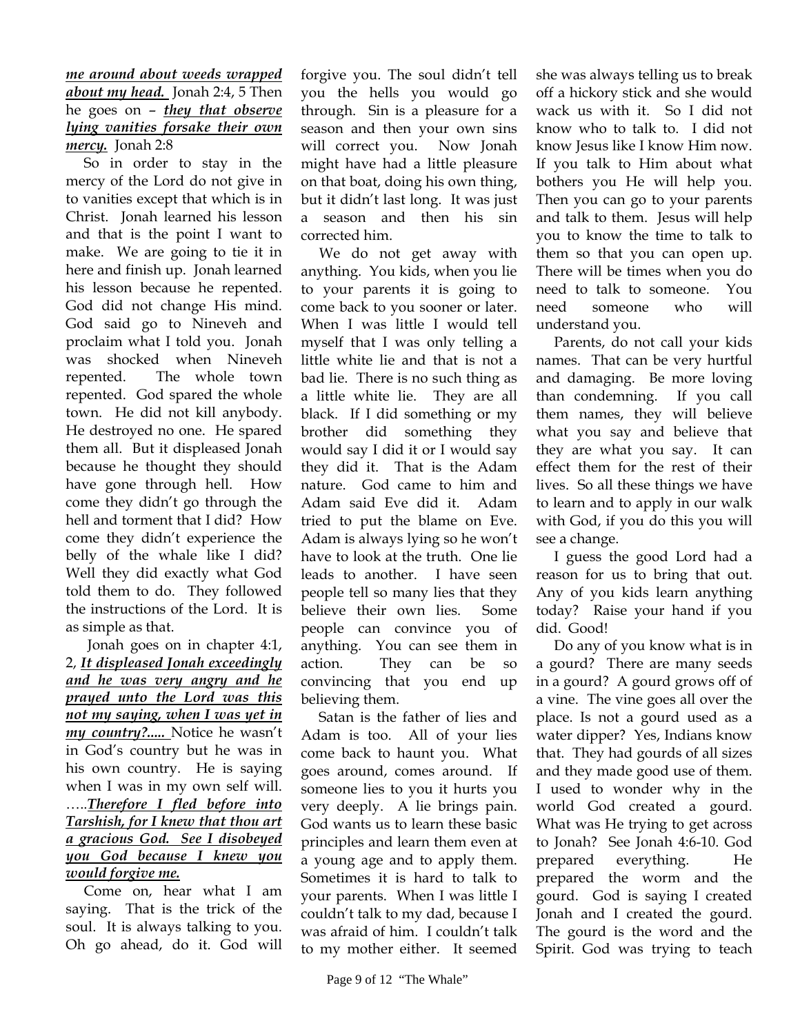***me around about weeds wrapped about my head.*** Jonah 2:4, 5 Then he goes on – ***they that observe lying vanities forsake their own mercy.*** Jonah 2:8

So in order to stay in the mercy of the Lord do not give in to vanities except that which is in Christ. Jonah learned his lesson and that is the point I want to make. We are going to tie it in here and finish up. Jonah learned his lesson because he repented. God did not change His mind. God said go to Nineveh and proclaim what I told you. Jonah was shocked when Nineveh repented. The whole town repented. God spared the whole town. He did not kill anybody. He destroyed no one. He spared them all. But it displeased Jonah because he thought they should have gone through hell. How come they didn't go through the hell and torment that I did? How come they didn't experience the belly of the whale like I did? Well they did exactly what God told them to do. They followed the instructions of the Lord. It is as simple as that.

Jonah goes on in chapter 4:1, 2, ***It displeased Jonah exceedingly and he was very angry and he prayed unto the Lord was this not my saying, when I was yet in my country?.....*** Notice he wasn't in God's country but he was in his own country. He is saying when I was in my own self will. …..***Therefore I fled before into Tarshish, for I knew that thou art a gracious God. See I disobeyed you God because I knew you would forgive me.***

Come on, hear what I am saying. That is the trick of the soul. It is always talking to you. Oh go ahead, do it. God will forgive you. The soul didn't tell you the hells you would go through. Sin is a pleasure for a season and then your own sins will correct you. Now Jonah might have had a little pleasure on that boat, doing his own thing, but it didn't last long. It was just a season and then his sin corrected him.

We do not get away with anything. You kids, when you lie to your parents it is going to come back to you sooner or later. When I was little I would tell myself that I was only telling a little white lie and that is not a bad lie. There is no such thing as a little white lie. They are all black. If I did something or my brother did something they would say I did it or I would say they did it. That is the Adam nature. God came to him and Adam said Eve did it. Adam tried to put the blame on Eve. Adam is always lying so he won't have to look at the truth. One lie leads to another. I have seen people tell so many lies that they believe their own lies. Some people can convince you of anything. You can see them in action. They can be so convincing that you end up believing them.

Satan is the father of lies and Adam is too. All of your lies come back to haunt you. What goes around, comes around. If someone lies to you it hurts you very deeply. A lie brings pain. God wants us to learn these basic principles and learn them even at a young age and to apply them. Sometimes it is hard to talk to your parents. When I was little I couldn't talk to my dad, because I was afraid of him. I couldn't talk to my mother either. It seemed she was always telling us to break off a hickory stick and she would wack us with it. So I did not know who to talk to. I did not know Jesus like I know Him now. If you talk to Him about what bothers you He will help you. Then you can go to your parents and talk to them. Jesus will help you to know the time to talk to them so that you can open up. There will be times when you do need to talk to someone. You need someone who will understand you.

Parents, do not call your kids names. That can be very hurtful and damaging. Be more loving than condemning. If you call them names, they will believe what you say and believe that they are what you say. It can effect them for the rest of their lives. So all these things we have to learn and to apply in our walk with God, if you do this you will see a change.

I guess the good Lord had a reason for us to bring that out. Any of you kids learn anything today? Raise your hand if you did. Good!

Do any of you know what is in a gourd? There are many seeds in a gourd? A gourd grows off of a vine. The vine goes all over the place. Is not a gourd used as a water dipper? Yes, Indians know that. They had gourds of all sizes and they made good use of them. I used to wonder why in the world God created a gourd. What was He trying to get across to Jonah? See Jonah 4:6-10. God prepared everything. He prepared the worm and the gourd. God is saying I created Jonah and I created the gourd. The gourd is the word and the Spirit. God was trying to teach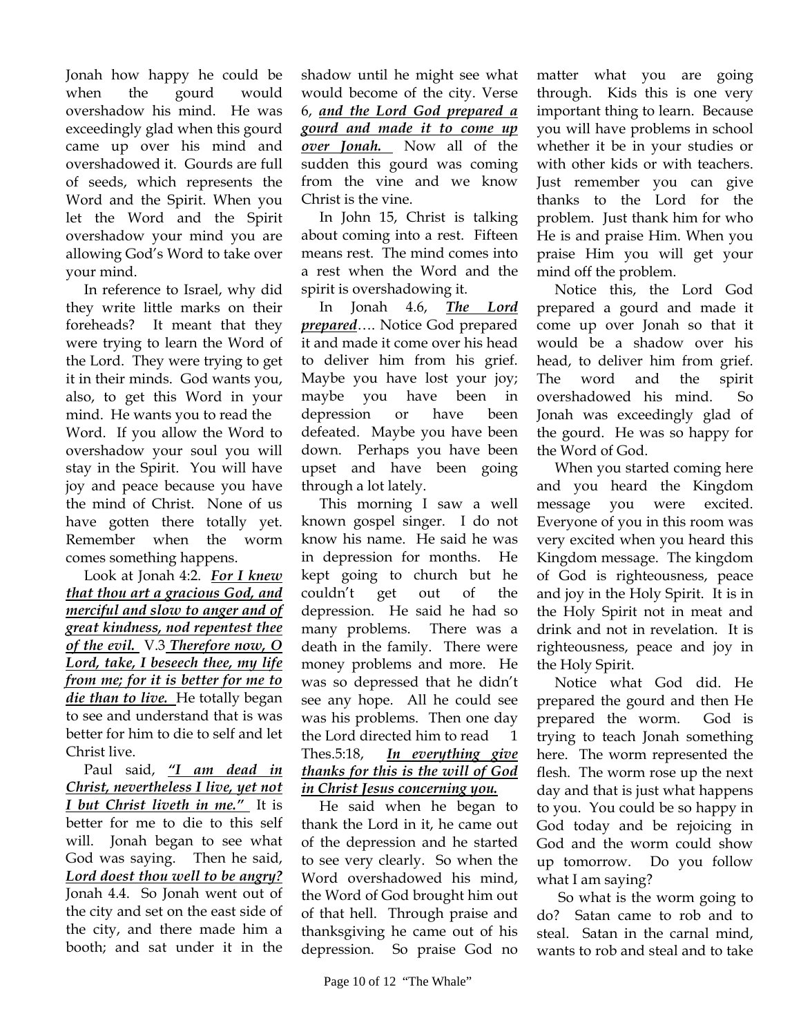Jonah how happy he could be when the gourd would overshadow his mind. He was exceedingly glad when this gourd came up over his mind and overshadowed it. Gourds are full of seeds, which represents the Word and the Spirit. When you let the Word and the Spirit overshadow your mind you are allowing God's Word to take over your mind.

In reference to Israel, why did they write little marks on their foreheads? It meant that they were trying to learn the Word of the Lord. They were trying to get it in their minds. God wants you, also, to get this Word in your mind. He wants you to read the Word. If you allow the Word to overshadow your soul you will stay in the Spirit. You will have joy and peace because you have the mind of Christ. None of us have gotten there totally yet. Remember when the worm comes something happens.

Look at Jonah 4:2. ***For I knew that thou art a gracious God, and merciful and slow to anger and of great kindness, nod repentest thee of the evil.*** V.3 ***Therefore now, O Lord, take, I beseech thee, my life from me; for it is better for me to die than to live.*** He totally began to see and understand that is was better for him to die to self and let Christ live.

Paul said, ***"I am dead in Christ, nevertheless I live, yet not I but Christ liveth in me."*** It is better for me to die to this self will. Jonah began to see what God was saying. Then he said, ***Lord doest thou well to be angry?*** Jonah 4.4. So Jonah went out of the city and set on the east side of the city, and there made him a booth; and sat under it in the shadow until he might see what would become of the city. Verse 6, ***and the Lord God prepared a gourd and made it to come up over Jonah.*** Now all of the sudden this gourd was coming from the vine and we know Christ is the vine.

In John 15, Christ is talking about coming into a rest. Fifteen means rest. The mind comes into a rest when the Word and the spirit is overshadowing it.

In Jonah 4.6, ***The Lord prepared***…. Notice God prepared it and made it come over his head to deliver him from his grief. Maybe you have lost your joy; maybe you have been in depression or have been defeated. Maybe you have been down. Perhaps you have been upset and have been going through a lot lately.

This morning I saw a well known gospel singer. I do not know his name. He said he was in depression for months. He kept going to church but he couldn't get out of the depression. He said he had so many problems. There was a death in the family. There were money problems and more. He was so depressed that he didn't see any hope. All he could see was his problems. Then one day the Lord directed him to read 1 Thes.5:18, ***In everything give thanks for this is the will of God in Christ Jesus concerning you.***

He said when he began to thank the Lord in it, he came out of the depression and he started to see very clearly. So when the Word overshadowed his mind, the Word of God brought him out of that hell. Through praise and thanksgiving he came out of his depression. So praise God no matter what you are going through. Kids this is one very important thing to learn. Because you will have problems in school whether it be in your studies or with other kids or with teachers. Just remember you can give thanks to the Lord for the problem. Just thank him for who He is and praise Him. When you praise Him you will get your mind off the problem.

Notice this, the Lord God prepared a gourd and made it come up over Jonah so that it would be a shadow over his head, to deliver him from grief. The word and the spirit overshadowed his mind. So Jonah was exceedingly glad of the gourd. He was so happy for the Word of God.

When you started coming here and you heard the Kingdom message you were excited. Everyone of you in this room was very excited when you heard this Kingdom message. The kingdom of God is righteousness, peace and joy in the Holy Spirit. It is in the Holy Spirit not in meat and drink and not in revelation. It is righteousness, peace and joy in the Holy Spirit.

Notice what God did. He prepared the gourd and then He prepared the worm. God is trying to teach Jonah something here. The worm represented the flesh. The worm rose up the next day and that is just what happens to you. You could be so happy in God today and be rejoicing in God and the worm could show up tomorrow. Do you follow what I am saying?

So what is the worm going to do? Satan came to rob and to steal. Satan in the carnal mind, wants to rob and steal and to take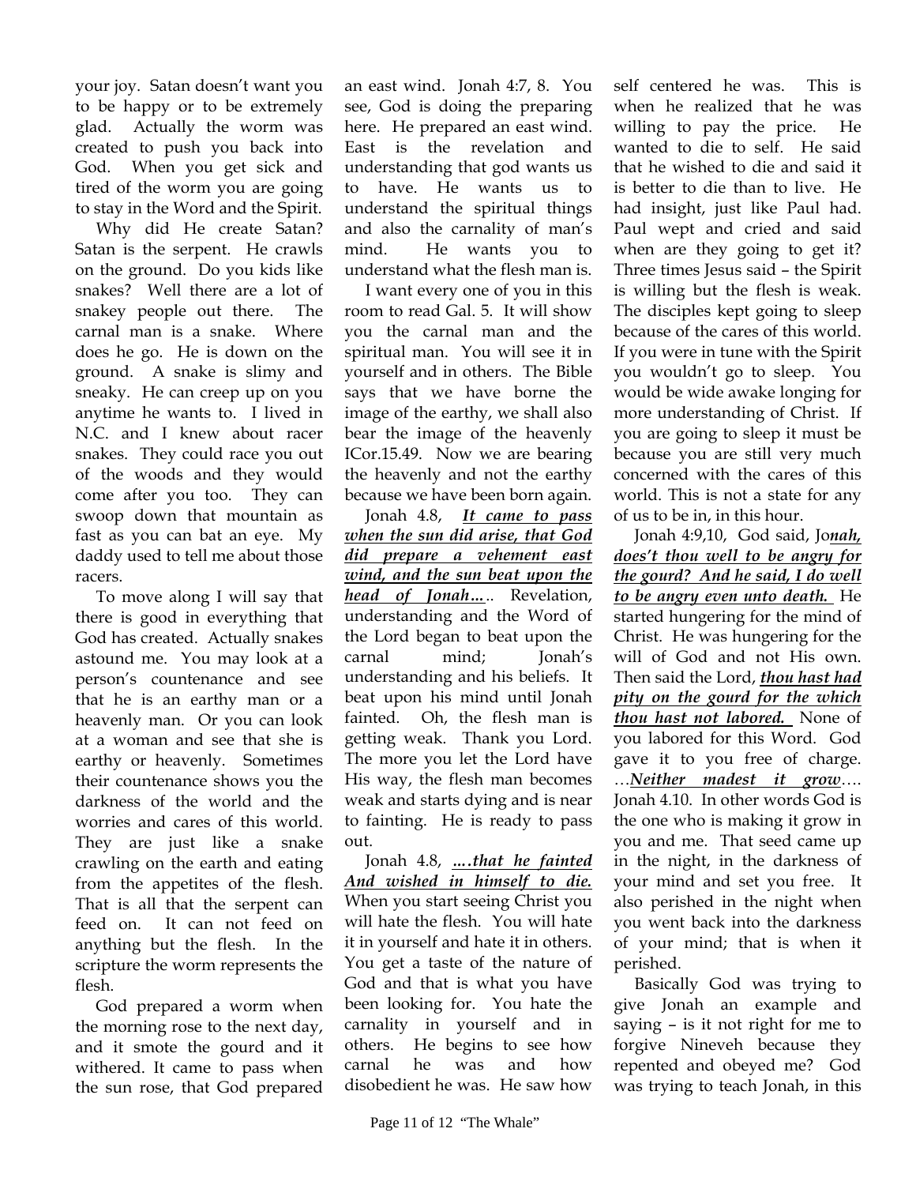your joy. Satan doesn't want you to be happy or to be extremely glad. Actually the worm was created to push you back into God. When you get sick and tired of the worm you are going to stay in the Word and the Spirit.

Why did He create Satan? Satan is the serpent. He crawls on the ground. Do you kids like snakes? Well there are a lot of snakey people out there. The carnal man is a snake. Where does he go. He is down on the ground. A snake is slimy and sneaky. He can creep up on you anytime he wants to. I lived in N.C. and I knew about racer snakes. They could race you out of the woods and they would come after you too. They can swoop down that mountain as fast as you can bat an eye. My daddy used to tell me about those racers.

To move along I will say that there is good in everything that God has created. Actually snakes astound me. You may look at a person's countenance and see that he is an earthy man or a heavenly man. Or you can look at a woman and see that she is earthy or heavenly. Sometimes their countenance shows you the darkness of the world and the worries and cares of this world. They are just like a snake crawling on the earth and eating from the appetites of the flesh. That is all that the serpent can feed on. It can not feed on anything but the flesh. In the scripture the worm represents the flesh.

God prepared a worm when the morning rose to the next day, and it smote the gourd and it withered. It came to pass when the sun rose, that God prepared an east wind. Jonah 4:7, 8. You see, God is doing the preparing here. He prepared an east wind. East is the revelation and understanding that god wants us to have. He wants us to understand the spiritual things and also the carnality of man's mind. He wants you to understand what the flesh man is.

I want every one of you in this room to read Gal. 5. It will show you the carnal man and the spiritual man. You will see it in yourself and in others. The Bible says that we have borne the image of the earthy, we shall also bear the image of the heavenly ICor.15.49. Now we are bearing the heavenly and not the earthy because we have been born again.

Jonah 4.8, ***It came to pass when the sun did arise, that God did prepare a vehement east wind, and the sun beat upon the head of Jonah…***.. Revelation, understanding and the Word of the Lord began to beat upon the carnal mind; Jonah's understanding and his beliefs. It beat upon his mind until Jonah fainted. Oh, the flesh man is getting weak. Thank you Lord. The more you let the Lord have His way, the flesh man becomes weak and starts dying and is near to fainting. He is ready to pass out.

Jonah 4.8, ***….that he fainted And wished in himself to die.*** When you start seeing Christ you will hate the flesh. You will hate it in yourself and hate it in others. You get a taste of the nature of God and that is what you have been looking for. You hate the carnality in yourself and in others. He begins to see how carnal he was and how disobedient he was. He saw how self centered he was. This is when he realized that he was willing to pay the price. He wanted to die to self. He said that he wished to die and said it is better to die than to live. He had insight, just like Paul had. Paul wept and cried and said when are they going to get it? Three times Jesus said – the Spirit is willing but the flesh is weak. The disciples kept going to sleep because of the cares of this world. If you were in tune with the Spirit you wouldn't go to sleep. You would be wide awake longing for more understanding of Christ. If you are going to sleep it must be because you are still very much concerned with the cares of this world. This is not a state for any of us to be in, in this hour.

Jonah 4:9,10, God said, Jo***nah, does't thou well to be angry for the gourd? And he said, I do well to be angry even unto death.*** He started hungering for the mind of Christ. He was hungering for the will of God and not His own. Then said the Lord, ***thou hast had pity on the gourd for the which thou hast not labored.*** None of you labored for this Word. God gave it to you free of charge. …***Neither madest it grow***…. Jonah 4.10. In other words God is the one who is making it grow in you and me. That seed came up in the night, in the darkness of your mind and set you free. It also perished in the night when you went back into the darkness of your mind; that is when it perished.

Basically God was trying to give Jonah an example and saying – is it not right for me to forgive Nineveh because they repented and obeyed me? God was trying to teach Jonah, in this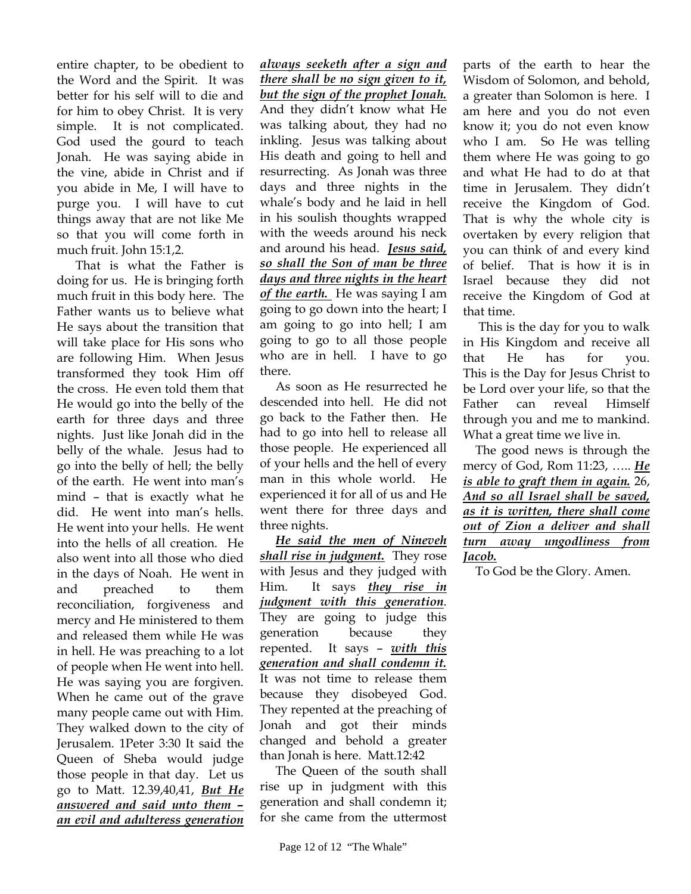entire chapter, to be obedient to the Word and the Spirit. It was better for his self will to die and for him to obey Christ. It is very simple. It is not complicated. God used the gourd to teach Jonah. He was saying abide in the vine, abide in Christ and if you abide in Me, I will have to purge you. I will have to cut things away that are not like Me so that you will come forth in much fruit. John 15:1,2.

That is what the Father is doing for us. He is bringing forth much fruit in this body here. The Father wants us to believe what He says about the transition that will take place for His sons who are following Him. When Jesus transformed they took Him off the cross. He even told them that He would go into the belly of the earth for three days and three nights. Just like Jonah did in the belly of the whale. Jesus had to go into the belly of hell; the belly of the earth. He went into man's mind – that is exactly what he did. He went into man's hells. He went into your hells. He went into the hells of all creation. He also went into all those who died in the days of Noah. He went in and preached to them reconciliation, forgiveness and mercy and He ministered to them and released them while He was in hell. He was preaching to a lot of people when He went into hell. He was saying you are forgiven. When he came out of the grave many people came out with Him. They walked down to the city of Jerusalem. 1Peter 3:30 It said the Queen of Sheba would judge those people in that day. Let us go to Matt. 12.39,40,41, ***But He answered and said unto them – an evil and adulteress generation always seeketh after a sign and there shall be no sign given to it, but the sign of the prophet Jonah.*** And they didn't know what He was talking about, they had no inkling. Jesus was talking about His death and going to hell and resurrecting. As Jonah was three days and three nights in the whale's body and he laid in hell in his soulish thoughts wrapped with the weeds around his neck and around his head. ***Jesus said, so shall the Son of man be three days and three nights in the heart of the earth.*** He was saying I am going to go down into the heart; I am going to go into hell; I am going to go to all those people who are in hell. I have to go there.

As soon as He resurrected he descended into hell. He did not go back to the Father then. He had to go into hell to release all those people. He experienced all of your hells and the hell of every man in this whole world. He experienced it for all of us and He went there for three days and three nights.

***He said the men of Nineveh shall rise in judgment.*** They rose with Jesus and they judged with Him. It says ***they rise in judgment with this generation***. They are going to judge this generation because they repented. It says – ***with this generation and shall condemn it.*** It was not time to release them because they disobeyed God. They repented at the preaching of Jonah and got their minds changed and behold a greater than Jonah is here. Matt.12:42

The Queen of the south shall rise up in judgment with this generation and shall condemn it; for she came from the uttermost parts of the earth to hear the Wisdom of Solomon, and behold, a greater than Solomon is here. I am here and you do not even know it; you do not even know who I am. So He was telling them where He was going to go and what He had to do at that time in Jerusalem. They didn't receive the Kingdom of God. That is why the whole city is overtaken by every religion that you can think of and every kind of belief. That is how it is in Israel because they did not receive the Kingdom of God at that time.

This is the day for you to walk in His Kingdom and receive all that He has for you. This is the Day for Jesus Christ to be Lord over your life, so that the Father can reveal Himself through you and me to mankind. What a great time we live in.

The good news is through the mercy of God, Rom 11:23, ….. ***He is able to graft them in again.*** 26, ***And so all Israel shall be saved, as it is written, there shall come out of Zion a deliver and shall turn away ungodliness from Jacob.***

To God be the Glory. Amen.